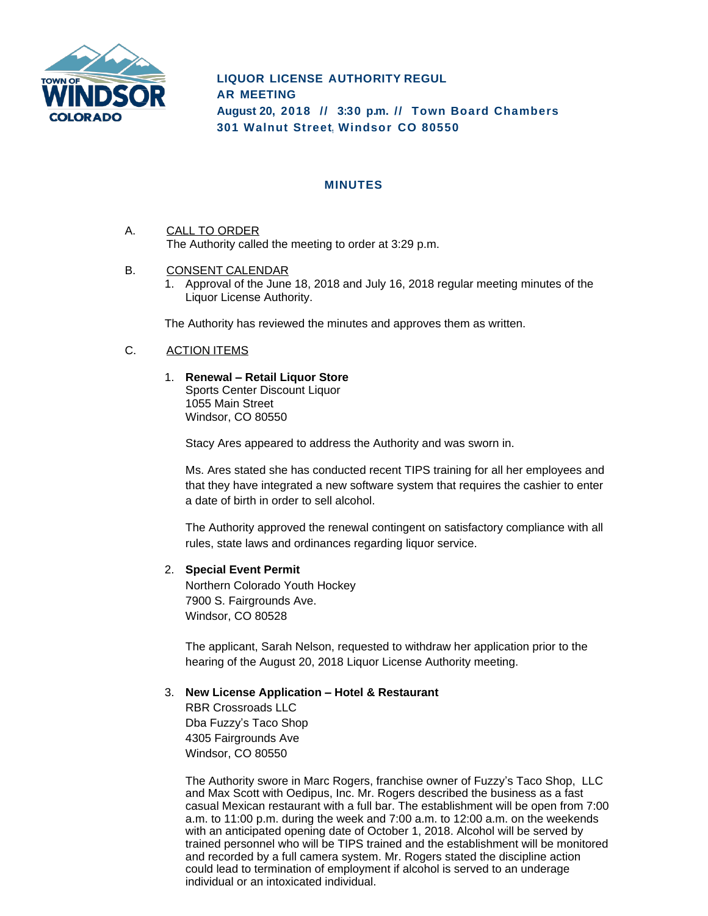**LIQUOR LICENSE AUTHORITY REGULAR MEETING**
**August 20, 2018 // 3:30 p.m. // Town Board Chambers**
**301 Walnut Street, Windsor CO 80550**

## MINUTES

A. CALL TO ORDER

The Authority called the meeting to order at 3:29 p.m.

B. CONSENT CALENDAR

1. Approval of the June 18, 2018 and July 16, 2018 regular meeting minutes of the Liquor License Authority.

The Authority has reviewed the minutes and approves them as written.

C. ACTION ITEMS

1. **Renewal – Retail Liquor Store**
   Sports Center Discount Liquor
   1055 Main Street
   Windsor, CO 80550

   Stacy Ares appeared to address the Authority and was sworn in.

   Ms. Ares stated she has conducted recent TIPS training for all her employees and that they have integrated a new software system that requires the cashier to enter a date of birth in order to sell alcohol.

   The Authority approved the renewal contingent on satisfactory compliance with all rules, state laws and ordinances regarding liquor service.

2. **Special Event Permit**
   Northern Colorado Youth Hockey
   7900 S. Fairgrounds Ave.
   Windsor, CO 80528

   The applicant, Sarah Nelson, requested to withdraw her application prior to the hearing of the August 20, 2018 Liquor License Authority meeting.

3. **New License Application – Hotel & Restaurant**
   RBR Crossroads LLC
   Dba Fuzzy's Taco Shop
   4305 Fairgrounds Ave
   Windsor, CO 80550

   The Authority swore in Marc Rogers, franchise owner of Fuzzy's Taco Shop, LLC and Max Scott with Oedipus, Inc. Mr. Rogers described the business as a fast casual Mexican restaurant with a full bar. The establishment will be open from 7:00 a.m. to 11:00 p.m. during the week and 7:00 a.m. to 12:00 a.m. on the weekends with an anticipated opening date of October 1, 2018. Alcohol will be served by trained personnel who will be TIPS trained and the establishment will be monitored and recorded by a full camera system. Mr. Rogers stated the discipline action could lead to termination of employment if alcohol is served to an underage individual or an intoxicated individual.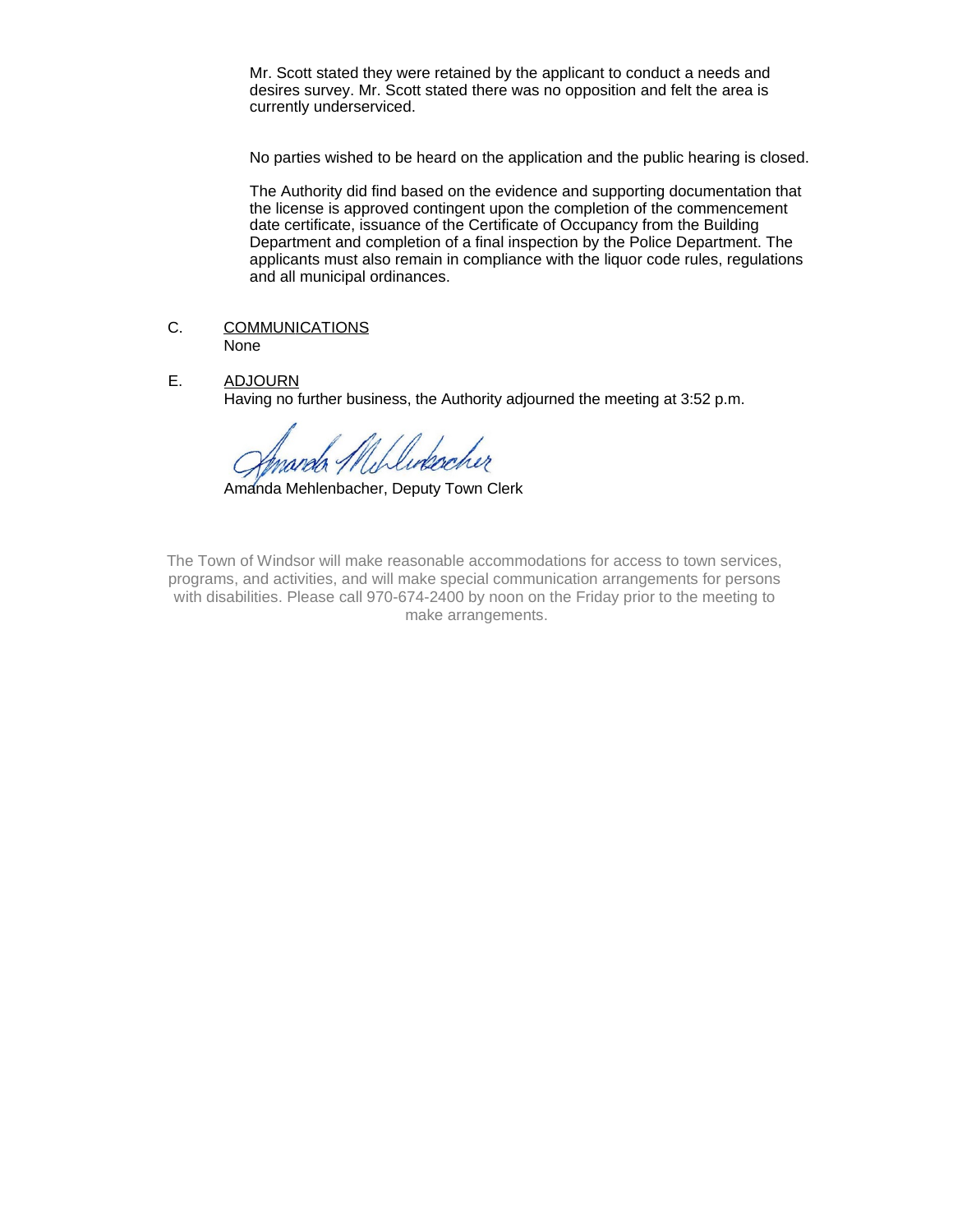Mr. Scott stated they were retained by the applicant to conduct a needs and desires survey. Mr. Scott stated there was no opposition and felt the area is currently underserviced.

No parties wished to be heard on the application and the public hearing is closed.

The Authority did find based on the evidence and supporting documentation that the license is approved contingent upon the completion of the commencement date certificate, issuance of the Certificate of Occupancy from the Building Department and completion of a final inspection by the Police Department. The applicants must also remain in compliance with the liquor code rules, regulations and all municipal ordinances.

C. COMMUNICATIONS

None

E. ADJOURN

Having no further business, the Authority adjourned the meeting at 3:52 p.m.

Amanda Mehlenbacher, Deputy Town Clerk

The Town of Windsor will make reasonable accommodations for access to town services, programs, and activities, and will make special communication arrangements for persons with disabilities. Please call 970-674-2400 by noon on the Friday prior to the meeting to make arrangements.